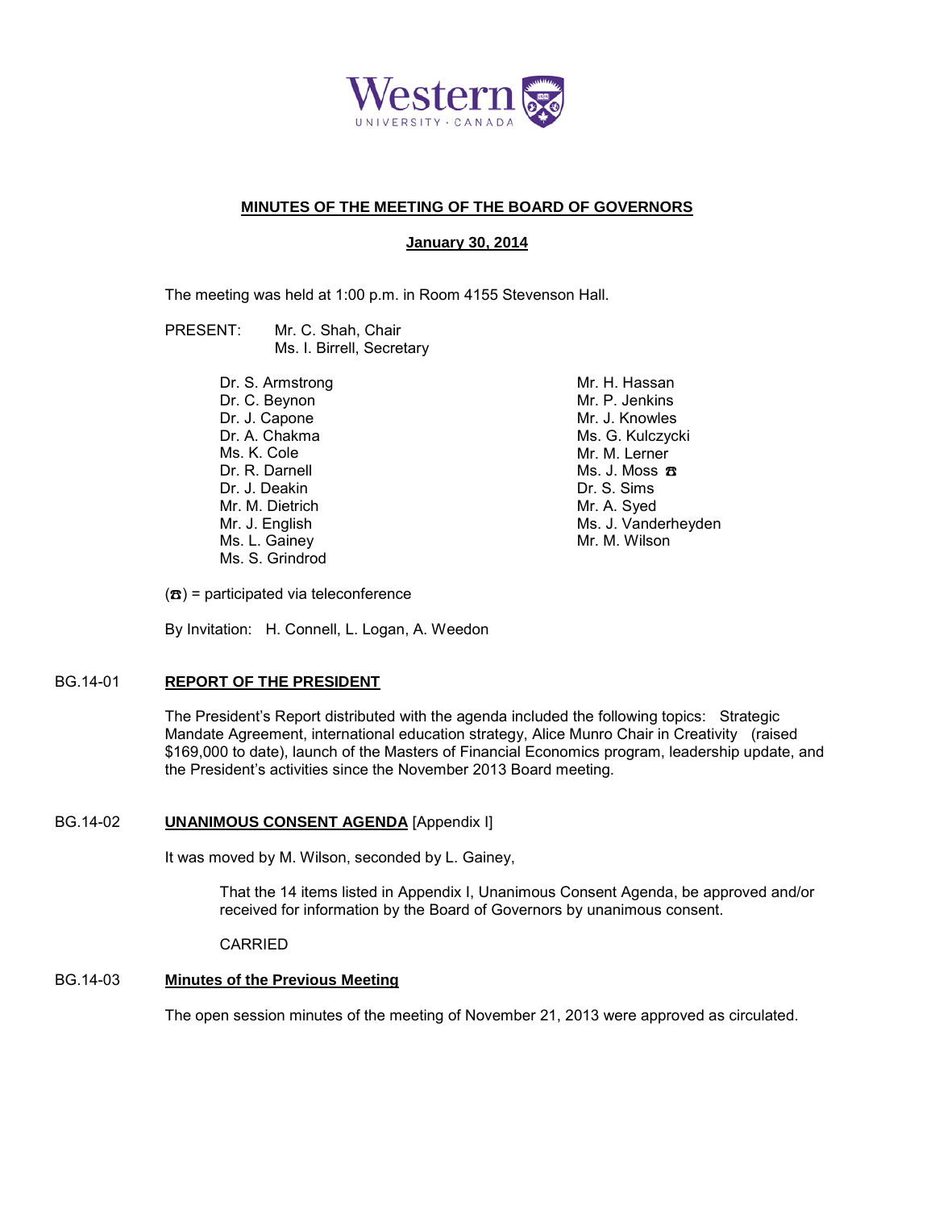Western UNIVERSITY · CANADA

# MINUTES OF THE MEETING OF THE BOARD OF GOVERNORS

## January 30, 2014

The meeting was held at 1:00 p.m. in Room 4155 Stevenson Hall.

PRESENT: Mr. C. Shah, Chair
Ms. I. Birrell, Secretary

Dr. S. Armstrong
Dr. C. Beynon
Dr. J. Capone
Dr. A. Chakma
Ms. K. Cole
Dr. R. Darnell
Dr. J. Deakin
Mr. M. Dietrich
Mr. J. English
Ms. L. Gainey
Ms. S. Grindrod
Mr. H. Hassan
Mr. P. Jenkins
Mr. J. Knowles
Ms. G. Kulczycki
Mr. M. Lerner
Ms. J. Moss ☎
Dr. S. Sims
Mr. A. Syed
Ms. J. Vanderheyden
Mr. M. Wilson

(☎) = participated via teleconference

By Invitation: H. Connell, L. Logan, A. Weedon

### BG.14-01 REPORT OF THE PRESIDENT

The President's Report distributed with the agenda included the following topics: Strategic Mandate Agreement, international education strategy, Alice Munro Chair in Creativity (raised $169,000 to date), launch of the Masters of Financial Economics program, leadership update, and the President's activities since the November 2013 Board meeting.

### BG.14-02 UNANIMOUS CONSENT AGENDA [Appendix I]

It was moved by M. Wilson, seconded by L. Gainey,

> That the 14 items listed in Appendix I, Unanimous Consent Agenda, be approved and/or received for information by the Board of Governors by unanimous consent.
>
> CARRIED

### BG.14-03 Minutes of the Previous Meeting

The open session minutes of the meeting of November 21, 2013 were approved as circulated.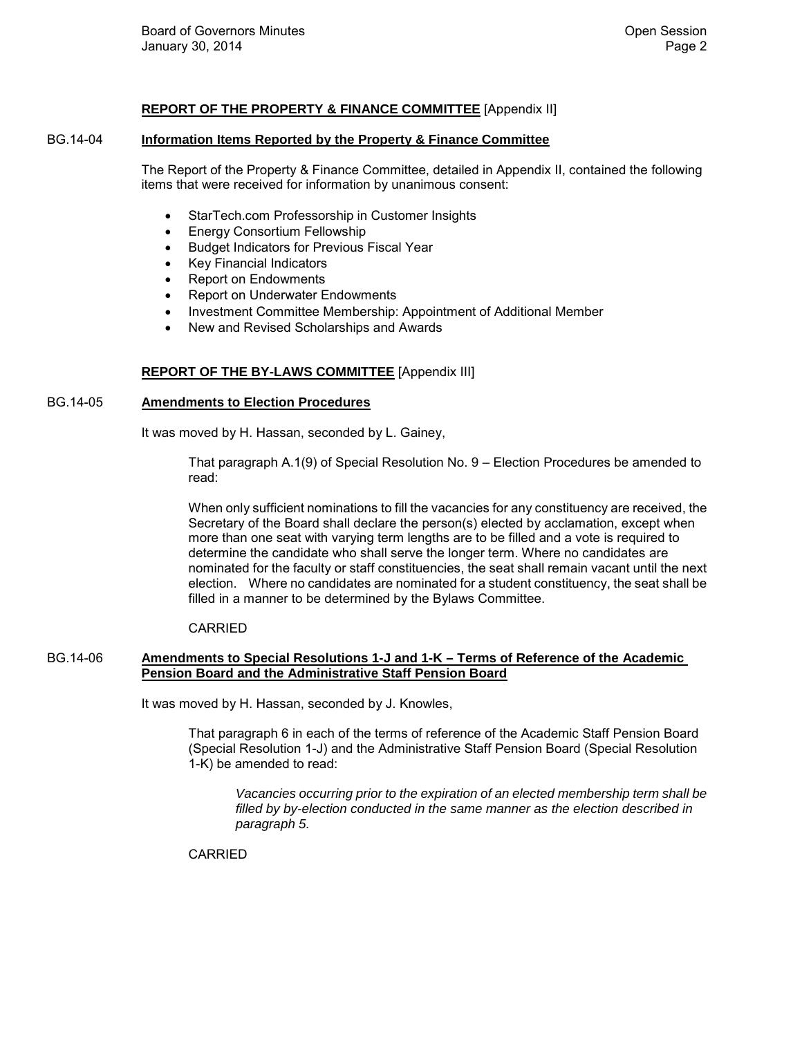**REPORT OF THE PROPERTY & FINANCE COMMITTEE** [Appendix II]

BG.14-04 **Information Items Reported by the Property & Finance Committee**

The Report of the Property & Finance Committee, detailed in Appendix II, contained the following items that were received for information by unanimous consent:

- StarTech.com Professorship in Customer Insights
- Energy Consortium Fellowship
- Budget Indicators for Previous Fiscal Year
- Key Financial Indicators
- Report on Endowments
- Report on Underwater Endowments
- Investment Committee Membership: Appointment of Additional Member
- New and Revised Scholarships and Awards

**REPORT OF THE BY-LAWS COMMITTEE** [Appendix III]

BG.14-05 **Amendments to Election Procedures**

It was moved by H. Hassan, seconded by L. Gainey,

> That paragraph A.1(9) of Special Resolution No. 9 – Election Procedures be amended to read:
>
> When only sufficient nominations to fill the vacancies for any constituency are received, the Secretary of the Board shall declare the person(s) elected by acclamation, except when more than one seat with varying term lengths are to be filled and a vote is required to determine the candidate who shall serve the longer term. Where no candidates are nominated for the faculty or staff constituencies, the seat shall remain vacant until the next election. Where no candidates are nominated for a student constituency, the seat shall be filled in a manner to be determined by the Bylaws Committee.
>
> CARRIED

BG.14-06 **Amendments to Special Resolutions 1-J and 1-K – Terms of Reference of the Academic Pension Board and the Administrative Staff Pension Board**

It was moved by H. Hassan, seconded by J. Knowles,

> That paragraph 6 in each of the terms of reference of the Academic Staff Pension Board (Special Resolution 1-J) and the Administrative Staff Pension Board (Special Resolution 1-K) be amended to read:
>
> > *Vacancies occurring prior to the expiration of an elected membership term shall be filled by by-election conducted in the same manner as the election described in paragraph 5.*
>
> CARRIED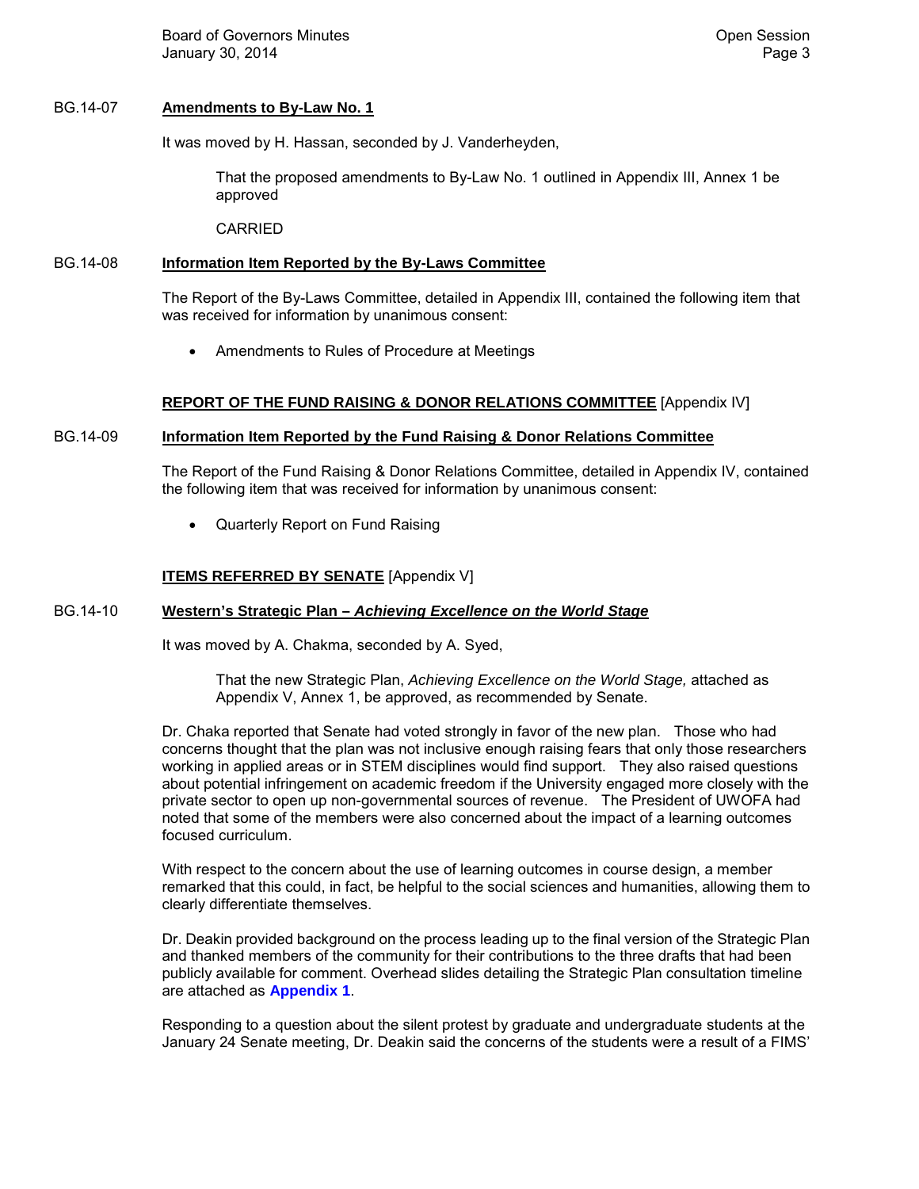BG.14-07 **Amendments to By-Law No. 1**

It was moved by H. Hassan, seconded by J. Vanderheyden,

> That the proposed amendments to By-Law No. 1 outlined in Appendix III, Annex 1 be approved
>
> CARRIED

BG.14-08 **Information Item Reported by the By-Laws Committee**

The Report of the By-Laws Committee, detailed in Appendix III, contained the following item that was received for information by unanimous consent:

- Amendments to Rules of Procedure at Meetings

**REPORT OF THE FUND RAISING & DONOR RELATIONS COMMITTEE** [Appendix IV]

BG.14-09 **Information Item Reported by the Fund Raising & Donor Relations Committee**

The Report of the Fund Raising & Donor Relations Committee, detailed in Appendix IV, contained the following item that was received for information by unanimous consent:

- Quarterly Report on Fund Raising

**ITEMS REFERRED BY SENATE** [Appendix V]

BG.14-10 **Western's Strategic Plan – *Achieving Excellence on the World Stage***

It was moved by A. Chakma, seconded by A. Syed,

> That the new Strategic Plan, *Achieving Excellence on the World Stage,* attached as Appendix V, Annex 1, be approved, as recommended by Senate.

Dr. Chaka reported that Senate had voted strongly in favor of the new plan. Those who had concerns thought that the plan was not inclusive enough raising fears that only those researchers working in applied areas or in STEM disciplines would find support. They also raised questions about potential infringement on academic freedom if the University engaged more closely with the private sector to open up non-governmental sources of revenue. The President of UWOFA had noted that some of the members were also concerned about the impact of a learning outcomes focused curriculum.

With respect to the concern about the use of learning outcomes in course design, a member remarked that this could, in fact, be helpful to the social sciences and humanities, allowing them to clearly differentiate themselves.

Dr. Deakin provided background on the process leading up to the final version of the Strategic Plan and thanked members of the community for their contributions to the three drafts that had been publicly available for comment. Overhead slides detailing the Strategic Plan consultation timeline are attached as **Appendix 1**.

Responding to a question about the silent protest by graduate and undergraduate students at the January 24 Senate meeting, Dr. Deakin said the concerns of the students were a result of a FIMS'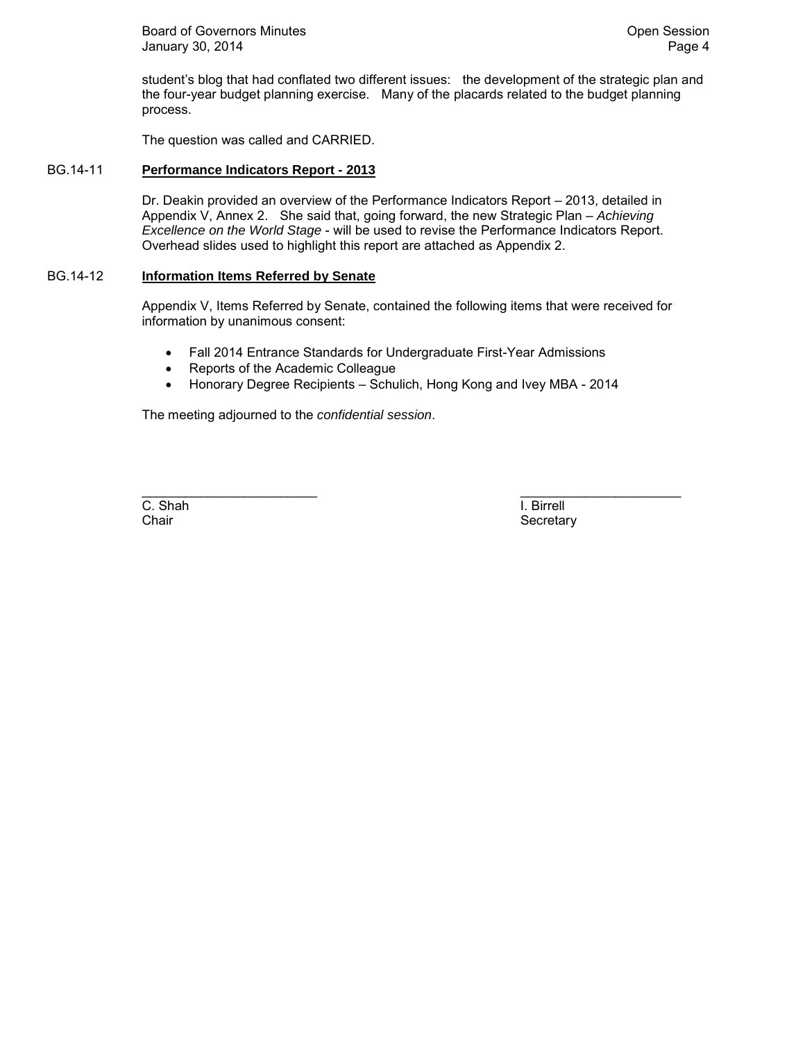student's blog that had conflated two different issues: the development of the strategic plan and the four-year budget planning exercise. Many of the placards related to the budget planning process.

The question was called and CARRIED.

BG.14-11 **Performance Indicators Report - 2013**

Dr. Deakin provided an overview of the Performance Indicators Report – 2013, detailed in Appendix V, Annex 2. She said that, going forward, the new Strategic Plan – *Achieving Excellence on the World Stage* - will be used to revise the Performance Indicators Report. Overhead slides used to highlight this report are attached as Appendix 2.

BG.14-12 **Information Items Referred by Senate**

Appendix V, Items Referred by Senate, contained the following items that were received for information by unanimous consent:

- Fall 2014 Entrance Standards for Undergraduate First-Year Admissions
- Reports of the Academic Colleague
- Honorary Degree Recipients – Schulich, Hong Kong and Ivey MBA - 2014

The meeting adjourned to the *confidential session*.

C. Shah
Chair

I. Birrell
Secretary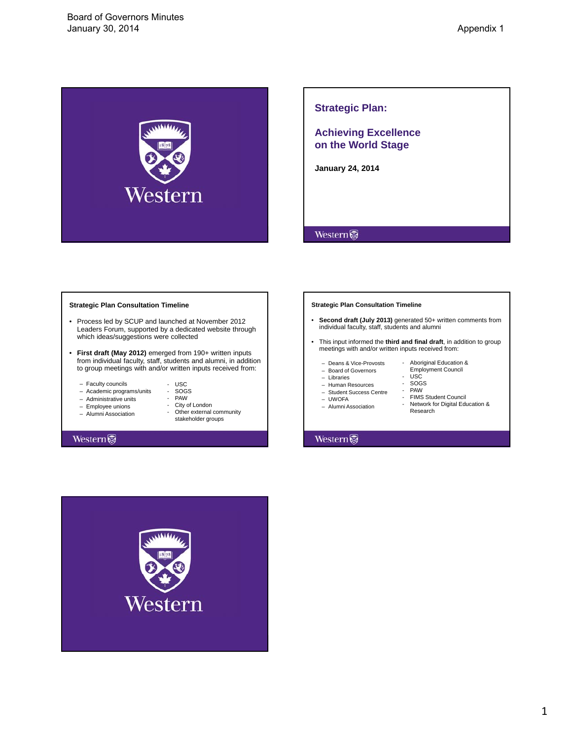Board of Governors Minutes
January 30, 2014

Appendix 1

Western

## Strategic Plan:

## Achieving Excellence on the World Stage

**January 24, 2014**

Western

### Strategic Plan Consultation Timeline

- Process led by SCUP and launched at November 2012 Leaders Forum, supported by a dedicated website through which ideas/suggestions were collected
- **First draft (May 2012)** emerged from 190+ written inputs from individual faculty, staff, students and alumni, in addition to group meetings with and/or written inputs received from:
  - Faculty councils
  - Academic programs/units
  - Administrative units
  - Employee unions
  - Alumni Association
  - USC
  - SOGS
  - PAW
  - City of London
  - Other external community stakeholder groups

Western

### Strategic Plan Consultation Timeline

- **Second draft (July 2013)** generated 50+ written comments from individual faculty, staff, students and alumni
- This input informed the **third and final draft**, in addition to group meetings with and/or written inputs received from:
  - Deans & Vice-Provosts
  - Board of Governors
  - Libraries
  - Human Resources
  - Student Success Centre
  - UWOFA
  - Alumni Association
  - Aboriginal Education & Employment Council
  - USC
  - SOGS
  - PAW
  - FIMS Student Council
  - Network for Digital Education & Research

Western

Western